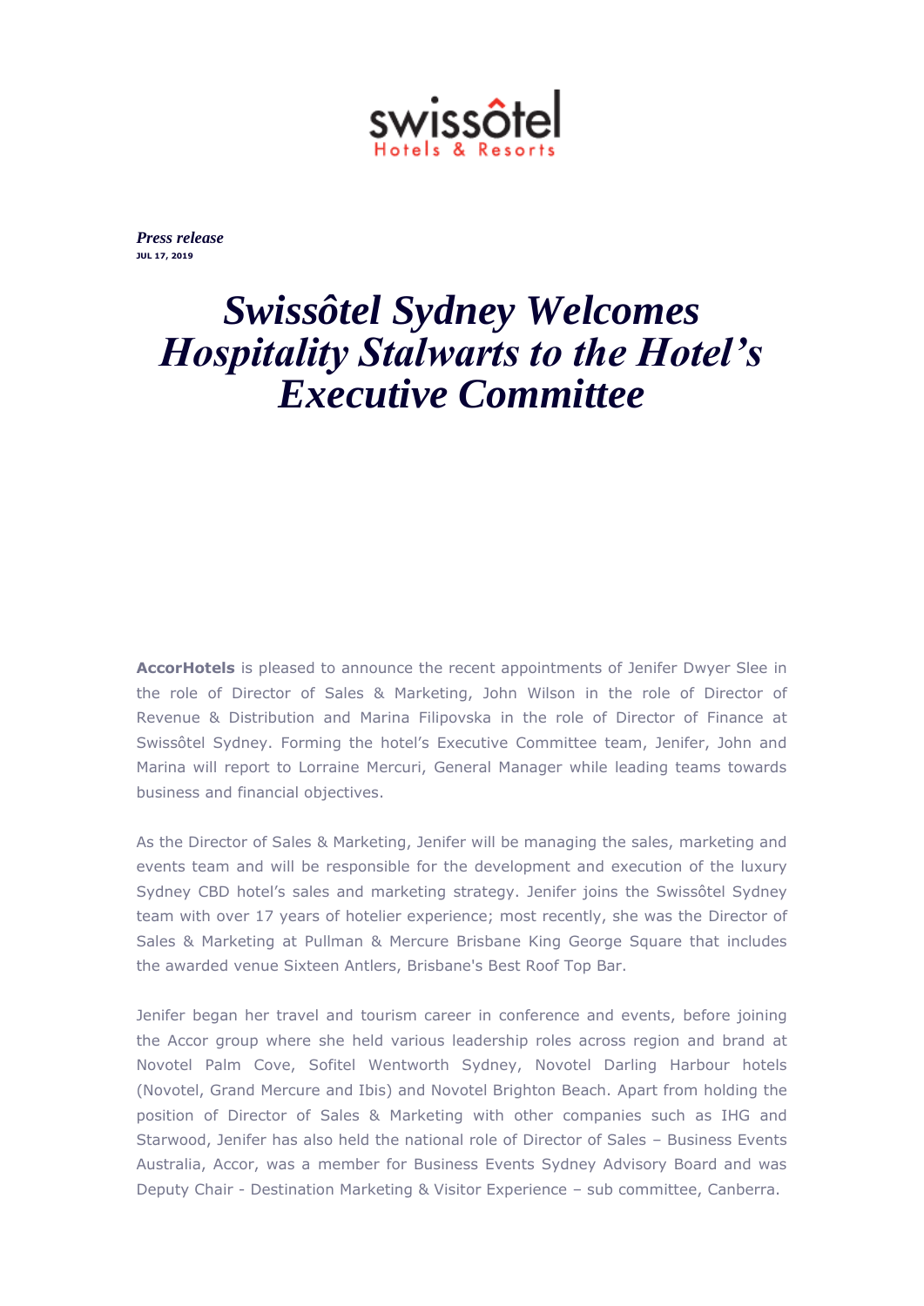swissôtel
Hotels & Resorts

*Press release*
**JUL 17, 2019**

# *Swissôtel Sydney Welcomes Hospitality Stalwarts to the Hotel's Executive Committee*

**AccorHotels** is pleased to announce the recent appointments of Jenifer Dwyer Slee in the role of Director of Sales & Marketing, John Wilson in the role of Director of Revenue & Distribution and Marina Filipovska in the role of Director of Finance at Swissôtel Sydney. Forming the hotel's Executive Committee team, Jenifer, John and Marina will report to Lorraine Mercuri, General Manager while leading teams towards business and financial objectives.

As the Director of Sales & Marketing, Jenifer will be managing the sales, marketing and events team and will be responsible for the development and execution of the luxury Sydney CBD hotel's sales and marketing strategy. Jenifer joins the Swissôtel Sydney team with over 17 years of hotelier experience; most recently, she was the Director of Sales & Marketing at Pullman & Mercure Brisbane King George Square that includes the awarded venue Sixteen Antlers, Brisbane's Best Roof Top Bar.

Jenifer began her travel and tourism career in conference and events, before joining the Accor group where she held various leadership roles across region and brand at Novotel Palm Cove, Sofitel Wentworth Sydney, Novotel Darling Harbour hotels (Novotel, Grand Mercure and Ibis) and Novotel Brighton Beach. Apart from holding the position of Director of Sales & Marketing with other companies such as IHG and Starwood, Jenifer has also held the national role of Director of Sales – Business Events Australia, Accor, was a member for Business Events Sydney Advisory Board and was Deputy Chair - Destination Marketing & Visitor Experience – sub committee, Canberra.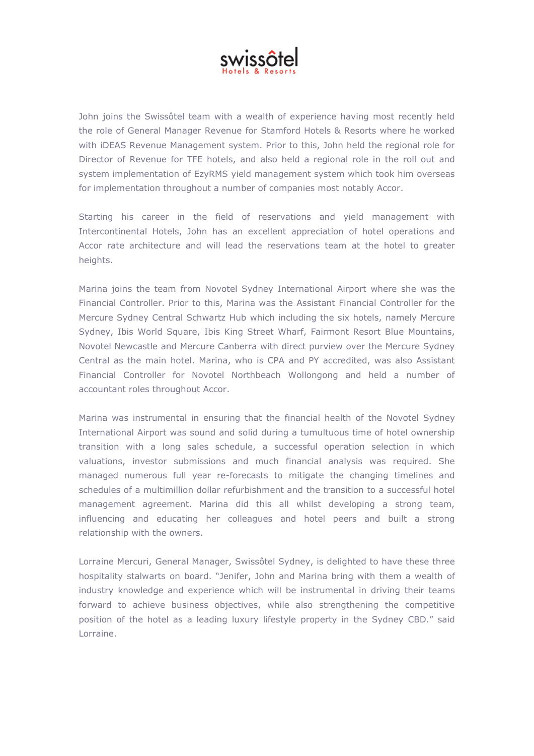John joins the Swissôtel team with a wealth of experience having most recently held the role of General Manager Revenue for Stamford Hotels & Resorts where he worked with iDEAS Revenue Management system. Prior to this, John held the regional role for Director of Revenue for TFE hotels, and also held a regional role in the roll out and system implementation of EzyRMS yield management system which took him overseas for implementation throughout a number of companies most notably Accor.

Starting his career in the field of reservations and yield management with Intercontinental Hotels, John has an excellent appreciation of hotel operations and Accor rate architecture and will lead the reservations team at the hotel to greater heights.

Marina joins the team from Novotel Sydney International Airport where she was the Financial Controller. Prior to this, Marina was the Assistant Financial Controller for the Mercure Sydney Central Schwartz Hub which including the six hotels, namely Mercure Sydney, Ibis World Square, Ibis King Street Wharf, Fairmont Resort Blue Mountains, Novotel Newcastle and Mercure Canberra with direct purview over the Mercure Sydney Central as the main hotel. Marina, who is CPA and PY accredited, was also Assistant Financial Controller for Novotel Northbeach Wollongong and held a number of accountant roles throughout Accor.

Marina was instrumental in ensuring that the financial health of the Novotel Sydney International Airport was sound and solid during a tumultuous time of hotel ownership transition with a long sales schedule, a successful operation selection in which valuations, investor submissions and much financial analysis was required. She managed numerous full year re-forecasts to mitigate the changing timelines and schedules of a multimillion dollar refurbishment and the transition to a successful hotel management agreement. Marina did this all whilst developing a strong team, influencing and educating her colleagues and hotel peers and built a strong relationship with the owners.

Lorraine Mercuri, General Manager, Swissôtel Sydney, is delighted to have these three hospitality stalwarts on board. "Jenifer, John and Marina bring with them a wealth of industry knowledge and experience which will be instrumental in driving their teams forward to achieve business objectives, while also strengthening the competitive position of the hotel as a leading luxury lifestyle property in the Sydney CBD." said Lorraine.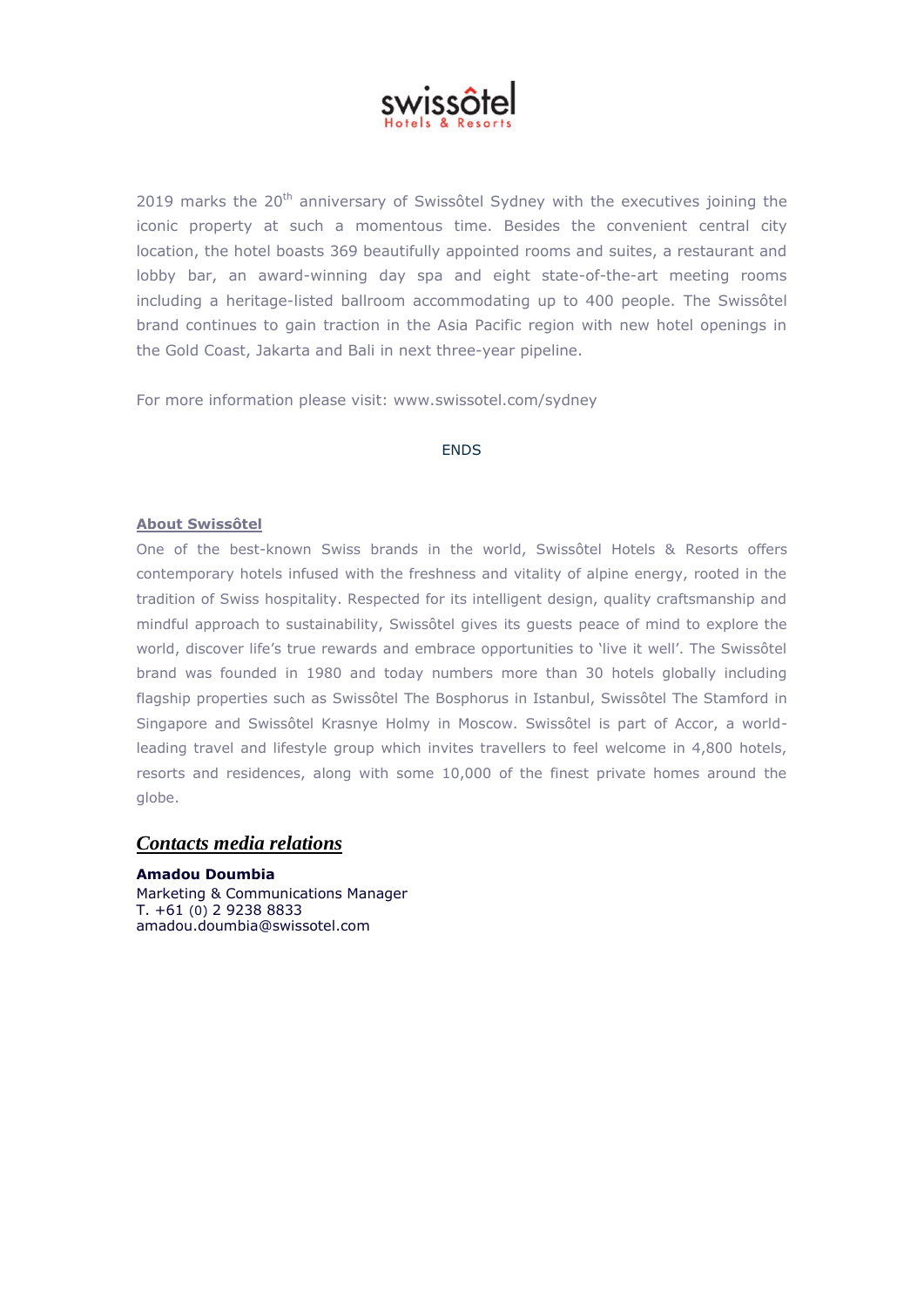swissôtel
Hotels & Resorts

2019 marks the 20th anniversary of Swissôtel Sydney with the executives joining the iconic property at such a momentous time. Besides the convenient central city location, the hotel boasts 369 beautifully appointed rooms and suites, a restaurant and lobby bar, an award-winning day spa and eight state-of-the-art meeting rooms including a heritage-listed ballroom accommodating up to 400 people. The Swissôtel brand continues to gain traction in the Asia Pacific region with new hotel openings in the Gold Coast, Jakarta and Bali in next three-year pipeline.

For more information please visit: www.swissotel.com/sydney

ENDS

**About Swissôtel**

One of the best-known Swiss brands in the world, Swissôtel Hotels & Resorts offers contemporary hotels infused with the freshness and vitality of alpine energy, rooted in the tradition of Swiss hospitality. Respected for its intelligent design, quality craftsmanship and mindful approach to sustainability, Swissôtel gives its guests peace of mind to explore the world, discover life's true rewards and embrace opportunities to 'live it well'. The Swissôtel brand was founded in 1980 and today numbers more than 30 hotels globally including flagship properties such as Swissôtel The Bosphorus in Istanbul, Swissôtel The Stamford in Singapore and Swissôtel Krasnye Holmy in Moscow. Swissôtel is part of Accor, a world-leading travel and lifestyle group which invites travellers to feel welcome in 4,800 hotels, resorts and residences, along with some 10,000 of the finest private homes around the globe.

## *Contacts media relations*

**Amadou Doumbia**
Marketing & Communications Manager
T. +61 (0) 2 9238 8833
amadou.doumbia@swissotel.com